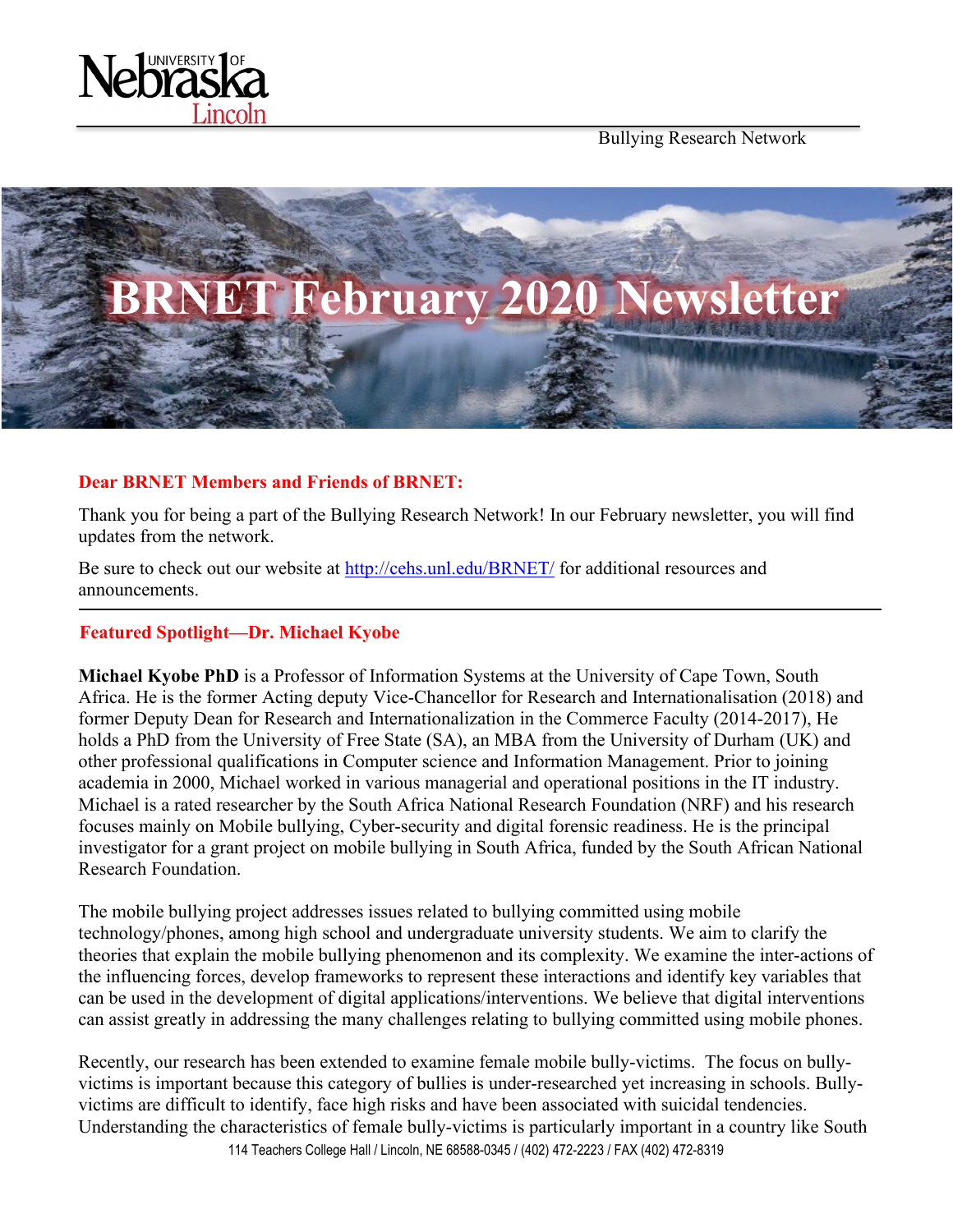Bullying Research Network

# BRNET February 2020 Newsletter

**Dear BRNET Members and Friends of BRNET:**

Thank you for being a part of the Bullying Research Network! In our February newsletter, you will find updates from the network.

Be sure to check out our website at http://cehs.unl.edu/BRNET/ for additional resources and announcements.

---

## Featured Spotlight—Dr. Michael Kyobe

**Michael Kyobe PhD** is a Professor of Information Systems at the University of Cape Town, South Africa. He is the former Acting deputy Vice-Chancellor for Research and Internationalisation (2018) and former Deputy Dean for Research and Internationalization in the Commerce Faculty (2014-2017), He holds a PhD from the University of Free State (SA), an MBA from the University of Durham (UK) and other professional qualifications in Computer science and Information Management. Prior to joining academia in 2000, Michael worked in various managerial and operational positions in the IT industry. Michael is a rated researcher by the South Africa National Research Foundation (NRF) and his research focuses mainly on Mobile bullying, Cyber-security and digital forensic readiness. He is the principal investigator for a grant project on mobile bullying in South Africa, funded by the South African National Research Foundation.

The mobile bullying project addresses issues related to bullying committed using mobile technology/phones, among high school and undergraduate university students. We aim to clarify the theories that explain the mobile bullying phenomenon and its complexity. We examine the inter-actions of the influencing forces, develop frameworks to represent these interactions and identify key variables that can be used in the development of digital applications/interventions. We believe that digital interventions can assist greatly in addressing the many challenges relating to bullying committed using mobile phones.

Recently, our research has been extended to examine female mobile bully-victims. The focus on bully-victims is important because this category of bullies is under-researched yet increasing in schools. Bully-victims are difficult to identify, face high risks and have been associated with suicidal tendencies. Understanding the characteristics of female bully-victims is particularly important in a country like South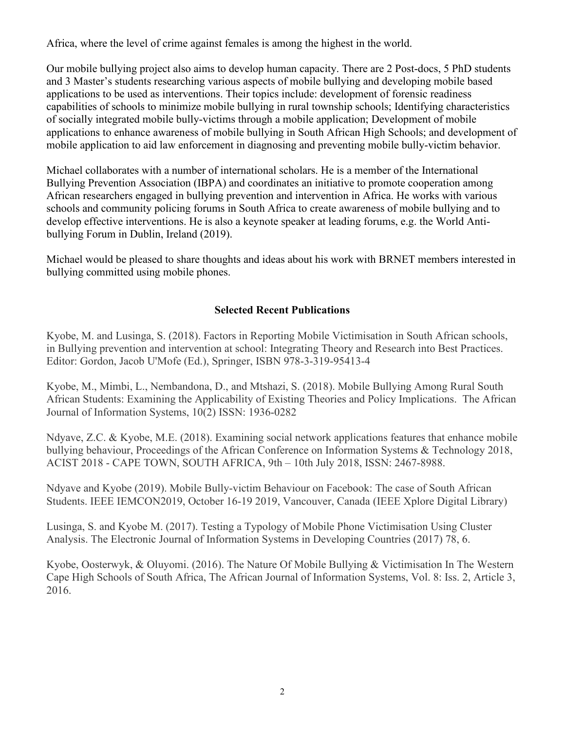Africa, where the level of crime against females is among the highest in the world.

Our mobile bullying project also aims to develop human capacity. There are 2 Post-docs, 5 PhD students and 3 Master's students researching various aspects of mobile bullying and developing mobile based applications to be used as interventions. Their topics include: development of forensic readiness capabilities of schools to minimize mobile bullying in rural township schools; Identifying characteristics of socially integrated mobile bully-victims through a mobile application; Development of mobile applications to enhance awareness of mobile bullying in South African High Schools; and development of mobile application to aid law enforcement in diagnosing and preventing mobile bully-victim behavior.

Michael collaborates with a number of international scholars. He is a member of the International Bullying Prevention Association (IBPA) and coordinates an initiative to promote cooperation among African researchers engaged in bullying prevention and intervention in Africa. He works with various schools and community policing forums in South Africa to create awareness of mobile bullying and to develop effective interventions. He is also a keynote speaker at leading forums, e.g. the World Anti-bullying Forum in Dublin, Ireland (2019).

Michael would be pleased to share thoughts and ideas about his work with BRNET members interested in bullying committed using mobile phones.

**Selected Recent Publications**

Kyobe, M. and Lusinga, S. (2018). Factors in Reporting Mobile Victimisation in South African schools, in Bullying prevention and intervention at school: Integrating Theory and Research into Best Practices. Editor: Gordon, Jacob U'Mofe (Ed.), Springer, ISBN 978-3-319-95413-4

Kyobe, M., Mimbi, L., Nembandona, D., and Mtshazi, S. (2018). Mobile Bullying Among Rural South African Students: Examining the Applicability of Existing Theories and Policy Implications. The African Journal of Information Systems, 10(2) ISSN: 1936-0282

Ndyave, Z.C. & Kyobe, M.E. (2018). Examining social network applications features that enhance mobile bullying behaviour, Proceedings of the African Conference on Information Systems & Technology 2018, ACIST 2018 - CAPE TOWN, SOUTH AFRICA, 9th – 10th July 2018, ISSN: 2467-8988.

Ndyave and Kyobe (2019). Mobile Bully-victim Behaviour on Facebook: The case of South African Students. IEEE IEMCON2019, October 16-19 2019, Vancouver, Canada (IEEE Xplore Digital Library)

Lusinga, S. and Kyobe M. (2017). Testing a Typology of Mobile Phone Victimisation Using Cluster Analysis. The Electronic Journal of Information Systems in Developing Countries (2017) 78, 6.

Kyobe, Oosterwyk, & Oluyomi. (2016). The Nature Of Mobile Bullying & Victimisation In The Western Cape High Schools of South Africa, The African Journal of Information Systems, Vol. 8: Iss. 2, Article 3, 2016.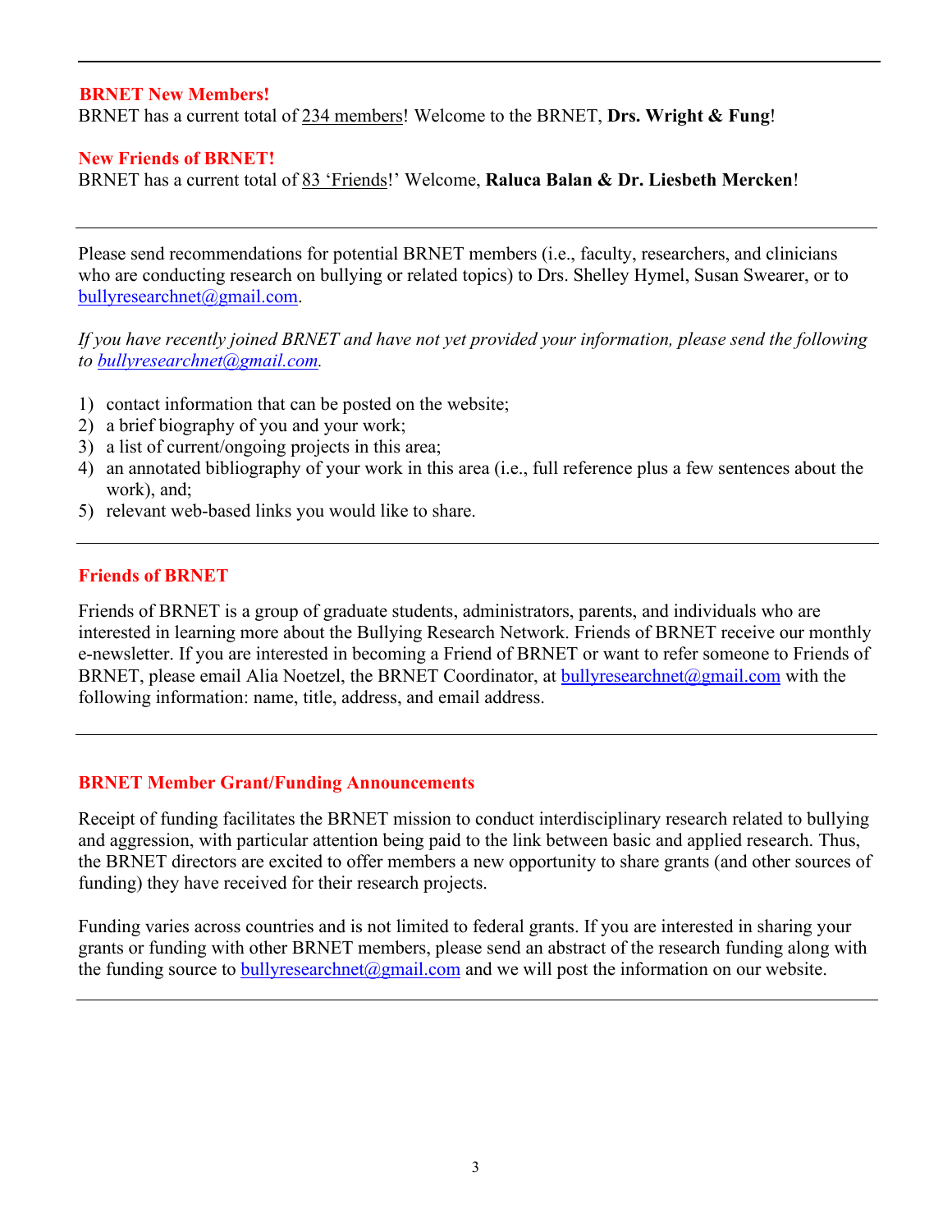---

## BRNET New Members!

BRNET has a current total of 234 members! Welcome to the BRNET, **Drs. Wright & Fung**!

## New Friends of BRNET!

BRNET has a current total of 83 'Friends!' Welcome, **Raluca Balan & Dr. Liesbeth Mercken**!

---

Please send recommendations for potential BRNET members (i.e., faculty, researchers, and clinicians who are conducting research on bullying or related topics) to Drs. Shelley Hymel, Susan Swearer, or to bullyresearchnet@gmail.com.

*If you have recently joined BRNET and have not yet provided your information, please send the following to bullyresearchnet@gmail.com.*

1) contact information that can be posted on the website;
2) a brief biography of you and your work;
3) a list of current/ongoing projects in this area;
4) an annotated bibliography of your work in this area (i.e., full reference plus a few sentences about the work), and;
5) relevant web-based links you would like to share.

---

## Friends of BRNET

Friends of BRNET is a group of graduate students, administrators, parents, and individuals who are interested in learning more about the Bullying Research Network. Friends of BRNET receive our monthly e-newsletter. If you are interested in becoming a Friend of BRNET or want to refer someone to Friends of BRNET, please email Alia Noetzel, the BRNET Coordinator, at bullyresearchnet@gmail.com with the following information: name, title, address, and email address.

---

## BRNET Member Grant/Funding Announcements

Receipt of funding facilitates the BRNET mission to conduct interdisciplinary research related to bullying and aggression, with particular attention being paid to the link between basic and applied research. Thus, the BRNET directors are excited to offer members a new opportunity to share grants (and other sources of funding) they have received for their research projects.

Funding varies across countries and is not limited to federal grants. If you are interested in sharing your grants or funding with other BRNET members, please send an abstract of the research funding along with the funding source to bullyresearchnet@gmail.com and we will post the information on our website.

---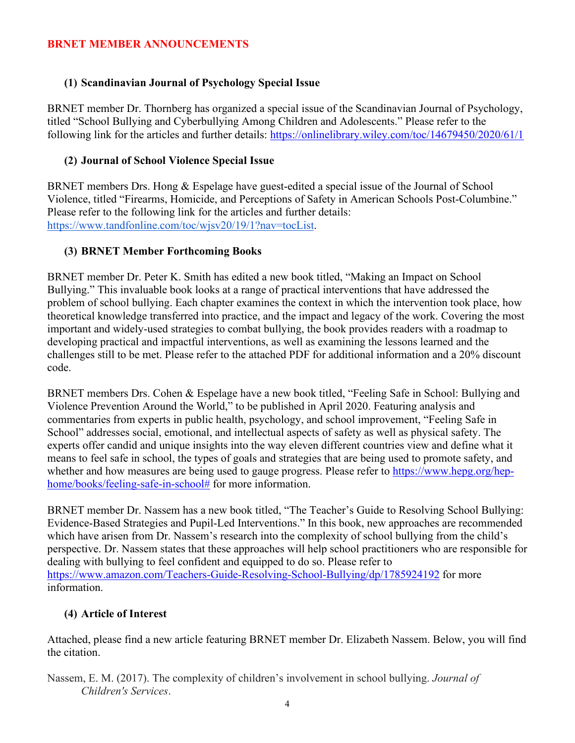## BRNET MEMBER ANNOUNCEMENTS

### (1) Scandinavian Journal of Psychology Special Issue

BRNET member Dr. Thornberg has organized a special issue of the Scandinavian Journal of Psychology, titled "School Bullying and Cyberbullying Among Children and Adolescents." Please refer to the following link for the articles and further details: https://onlinelibrary.wiley.com/toc/14679450/2020/61/1

### (2) Journal of School Violence Special Issue

BRNET members Drs. Hong & Espelage have guest-edited a special issue of the Journal of School Violence, titled "Firearms, Homicide, and Perceptions of Safety in American Schools Post-Columbine." Please refer to the following link for the articles and further details: https://www.tandfonline.com/toc/wjsv20/19/1?nav=tocList.

### (3) BRNET Member Forthcoming Books

BRNET member Dr. Peter K. Smith has edited a new book titled, "Making an Impact on School Bullying." This invaluable book looks at a range of practical interventions that have addressed the problem of school bullying. Each chapter examines the context in which the intervention took place, how theoretical knowledge transferred into practice, and the impact and legacy of the work. Covering the most important and widely-used strategies to combat bullying, the book provides readers with a roadmap to developing practical and impactful interventions, as well as examining the lessons learned and the challenges still to be met. Please refer to the attached PDF for additional information and a 20% discount code.

BRNET members Drs. Cohen & Espelage have a new book titled, "Feeling Safe in School: Bullying and Violence Prevention Around the World," to be published in April 2020. Featuring analysis and commentaries from experts in public health, psychology, and school improvement, "Feeling Safe in School" addresses social, emotional, and intellectual aspects of safety as well as physical safety. The experts offer candid and unique insights into the way eleven different countries view and define what it means to feel safe in school, the types of goals and strategies that are being used to promote safety, and whether and how measures are being used to gauge progress. Please refer to https://www.hepg.org/hep-home/books/feeling-safe-in-school# for more information.

BRNET member Dr. Nassem has a new book titled, "The Teacher's Guide to Resolving School Bullying: Evidence-Based Strategies and Pupil-Led Interventions." In this book, new approaches are recommended which have arisen from Dr. Nassem's research into the complexity of school bullying from the child's perspective. Dr. Nassem states that these approaches will help school practitioners who are responsible for dealing with bullying to feel confident and equipped to do so. Please refer to https://www.amazon.com/Teachers-Guide-Resolving-School-Bullying/dp/1785924192 for more information.

### (4) Article of Interest

Attached, please find a new article featuring BRNET member Dr. Elizabeth Nassem. Below, you will find the citation.

Nassem, E. M. (2017). The complexity of children's involvement in school bullying. *Journal of Children's Services*.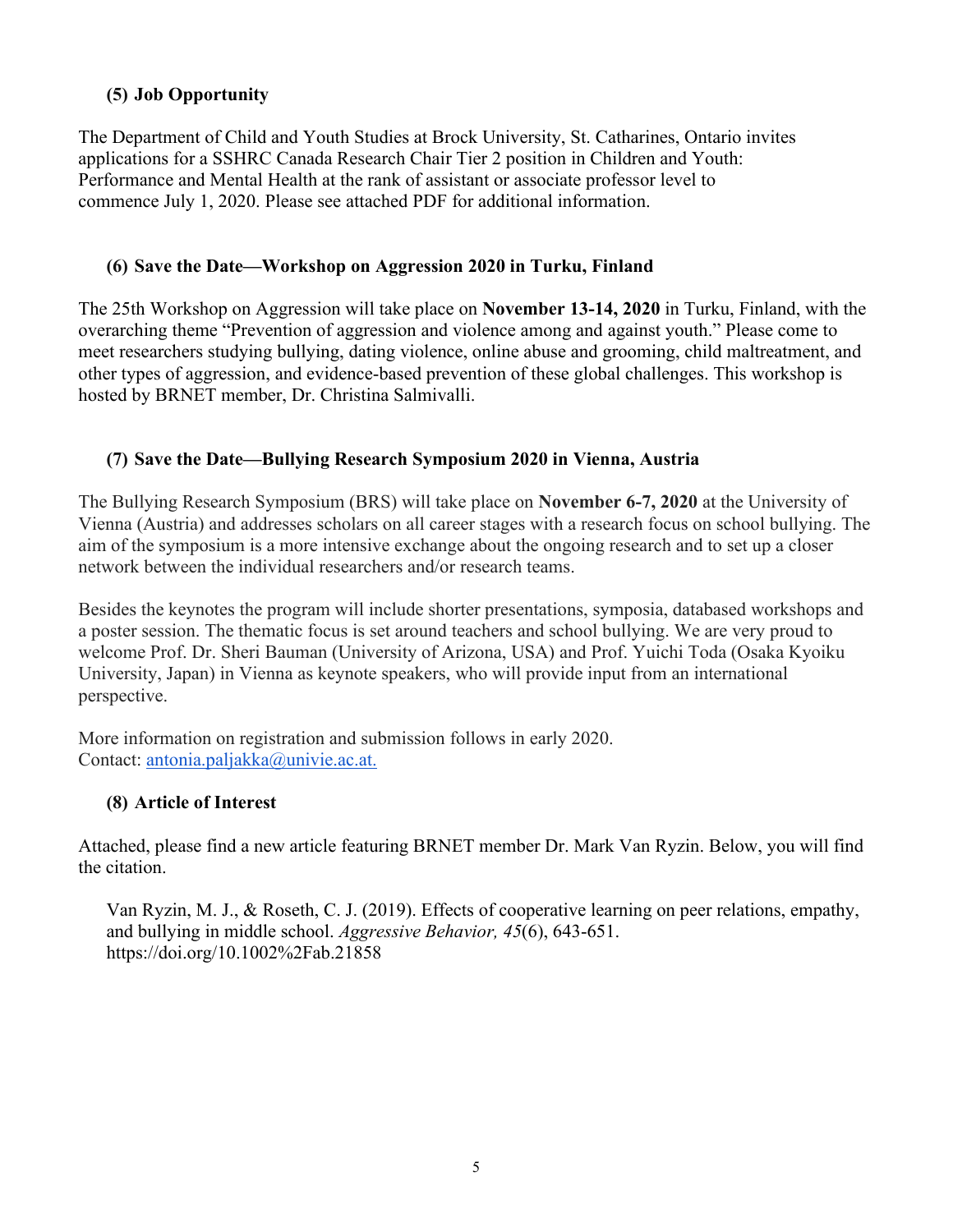### (5) Job Opportunity

The Department of Child and Youth Studies at Brock University, St. Catharines, Ontario invites applications for a SSHRC Canada Research Chair Tier 2 position in Children and Youth: Performance and Mental Health at the rank of assistant or associate professor level to commence July 1, 2020. Please see attached PDF for additional information.

### (6) Save the Date—Workshop on Aggression 2020 in Turku, Finland

The 25th Workshop on Aggression will take place on **November 13-14, 2020** in Turku, Finland, with the overarching theme "Prevention of aggression and violence among and against youth." Please come to meet researchers studying bullying, dating violence, online abuse and grooming, child maltreatment, and other types of aggression, and evidence-based prevention of these global challenges. This workshop is hosted by BRNET member, Dr. Christina Salmivalli.

### (7) Save the Date—Bullying Research Symposium 2020 in Vienna, Austria

The Bullying Research Symposium (BRS) will take place on **November 6-7, 2020** at the University of Vienna (Austria) and addresses scholars on all career stages with a research focus on school bullying. The aim of the symposium is a more intensive exchange about the ongoing research and to set up a closer network between the individual researchers and/or research teams.

Besides the keynotes the program will include shorter presentations, symposia, databased workshops and a poster session. The thematic focus is set around teachers and school bullying. We are very proud to welcome Prof. Dr. Sheri Bauman (University of Arizona, USA) and Prof. Yuichi Toda (Osaka Kyoiku University, Japan) in Vienna as keynote speakers, who will provide input from an international perspective.

More information on registration and submission follows in early 2020.
Contact: antonia.paljakka@univie.ac.at.

### (8) Article of Interest

Attached, please find a new article featuring BRNET member Dr. Mark Van Ryzin. Below, you will find the citation.

Van Ryzin, M. J., & Roseth, C. J. (2019). Effects of cooperative learning on peer relations, empathy, and bullying in middle school. *Aggressive Behavior, 45*(6), 643-651. https://doi.org/10.1002%2Fab.21858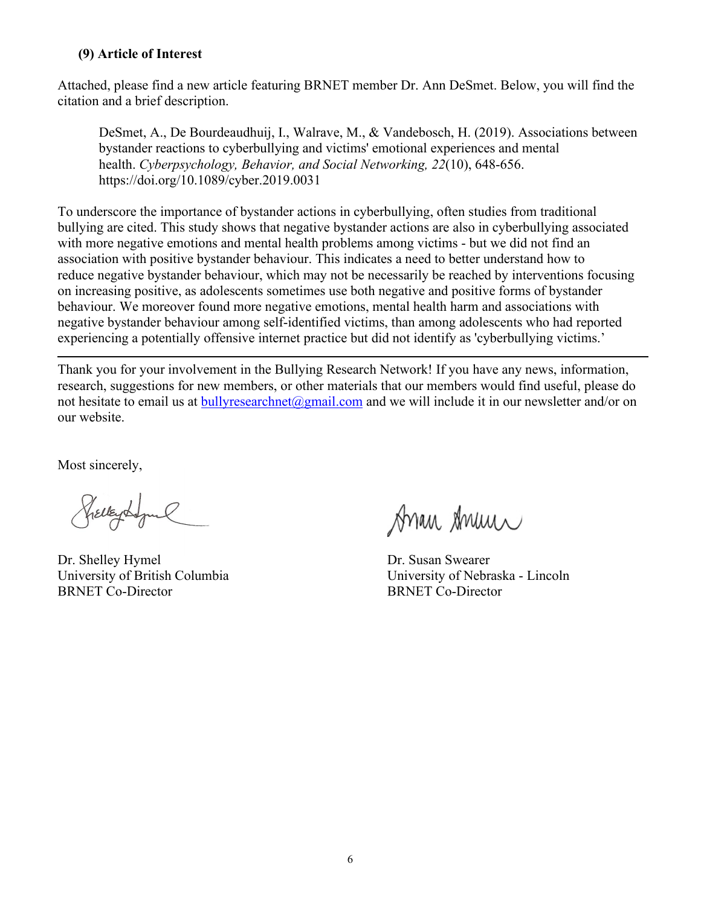**(9) Article of Interest**

Attached, please find a new article featuring BRNET member Dr. Ann DeSmet. Below, you will find the citation and a brief description.

> DeSmet, A., De Bourdeaudhuij, I., Walrave, M., & Vandebosch, H. (2019). Associations between bystander reactions to cyberbullying and victims' emotional experiences and mental health. *Cyberpsychology, Behavior, and Social Networking, 22*(10), 648-656. https://doi.org/10.1089/cyber.2019.0031

To underscore the importance of bystander actions in cyberbullying, often studies from traditional bullying are cited. This study shows that negative bystander actions are also in cyberbullying associated with more negative emotions and mental health problems among victims - but we did not find an association with positive bystander behaviour. This indicates a need to better understand how to reduce negative bystander behaviour, which may not be necessarily be reached by interventions focusing on increasing positive, as adolescents sometimes use both negative and positive forms of bystander behaviour. We moreover found more negative emotions, mental health harm and associations with negative bystander behaviour among self-identified victims, than among adolescents who had reported experiencing a potentially offensive internet practice but did not identify as 'cyberbullying victims.'

---

Thank you for your involvement in the Bullying Research Network! If you have any news, information, research, suggestions for new members, or other materials that our members would find useful, please do not hesitate to email us at bullyresearchnet@gmail.com and we will include it in our newsletter and/or on our website.

Most sincerely,

Dr. Shelley Hymel
University of British Columbia
BRNET Co-Director

Dr. Susan Swearer
University of Nebraska - Lincoln
BRNET Co-Director